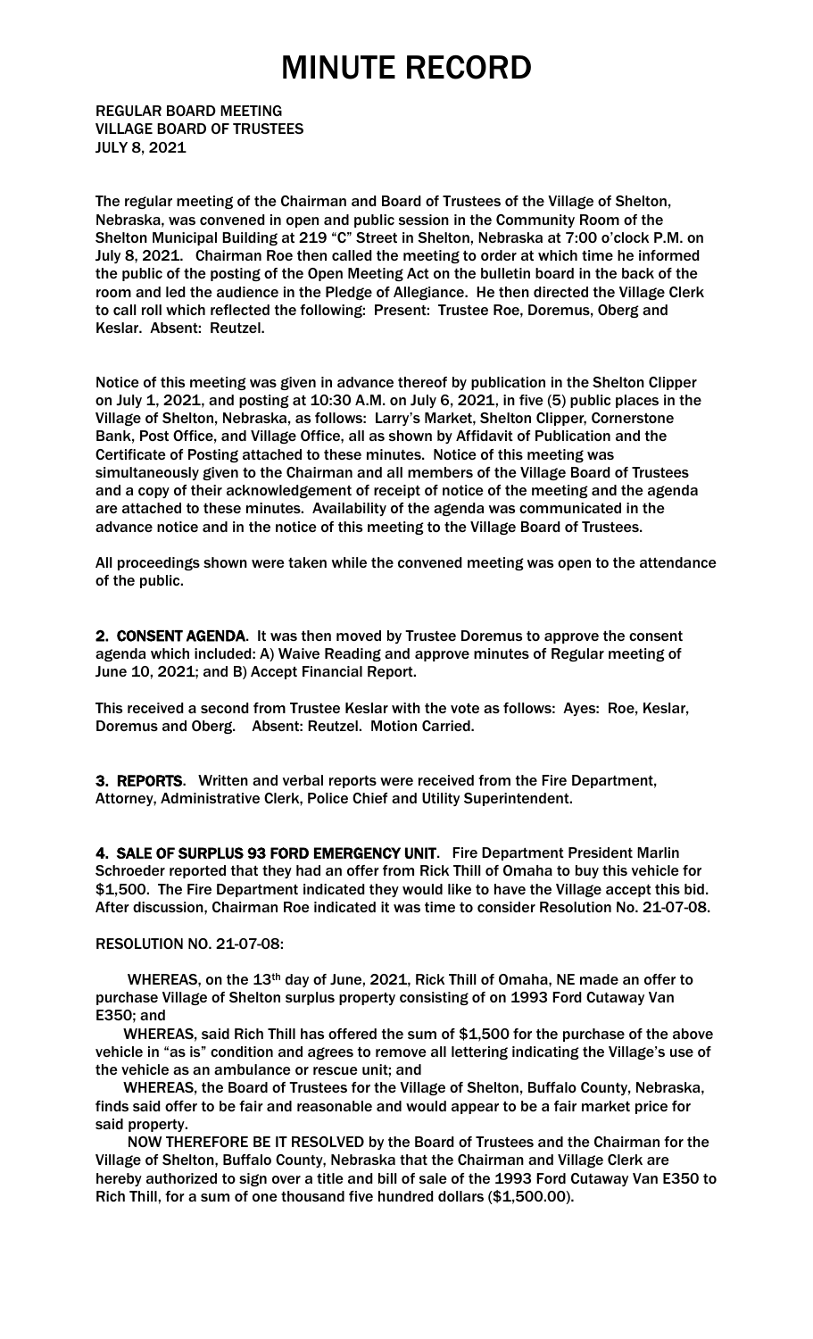# MINUTE RECORD

**REGULAR BOARD MEETING**
**VILLAGE BOARD OF TRUSTEES**
**JULY 8, 2021**

The regular meeting of the Chairman and Board of Trustees of the Village of Shelton, Nebraska, was convened in open and public session in the Community Room of the Shelton Municipal Building at 219 "C" Street in Shelton, Nebraska at 7:00 o'clock P.M. on July 8, 2021. Chairman Roe then called the meeting to order at which time he informed the public of the posting of the Open Meeting Act on the bulletin board in the back of the room and led the audience in the Pledge of Allegiance. He then directed the Village Clerk to call roll which reflected the following: Present: Trustee Roe, Doremus, Oberg and Keslar. Absent: Reutzel.

Notice of this meeting was given in advance thereof by publication in the Shelton Clipper on July 1, 2021, and posting at 10:30 A.M. on July 6, 2021, in five (5) public places in the Village of Shelton, Nebraska, as follows: Larry's Market, Shelton Clipper, Cornerstone Bank, Post Office, and Village Office, all as shown by Affidavit of Publication and the Certificate of Posting attached to these minutes. Notice of this meeting was simultaneously given to the Chairman and all members of the Village Board of Trustees and a copy of their acknowledgement of receipt of notice of the meeting and the agenda are attached to these minutes. Availability of the agenda was communicated in the advance notice and in the notice of this meeting to the Village Board of Trustees.

All proceedings shown were taken while the convened meeting was open to the attendance of the public.

**2. CONSENT AGENDA**. It was then moved by Trustee Doremus to approve the consent agenda which included: A) Waive Reading and approve minutes of Regular meeting of June 10, 2021; and B) Accept Financial Report.

This received a second from Trustee Keslar with the vote as follows: Ayes: Roe, Keslar, Doremus and Oberg. Absent: Reutzel. Motion Carried.

**3. REPORTS**. Written and verbal reports were received from the Fire Department, Attorney, Administrative Clerk, Police Chief and Utility Superintendent.

**4. SALE OF SURPLUS 93 FORD EMERGENCY UNIT**. Fire Department President Marlin Schroeder reported that they had an offer from Rick Thill of Omaha to buy this vehicle for $1,500. The Fire Department indicated they would like to have the Village accept this bid. After discussion, Chairman Roe indicated it was time to consider Resolution No. 21-07-08.

RESOLUTION NO. 21-07-08:

WHEREAS, on the 13th day of June, 2021, Rick Thill of Omaha, NE made an offer to purchase Village of Shelton surplus property consisting of on 1993 Ford Cutaway Van E350; and

WHEREAS, said Rich Thill has offered the sum of $1,500 for the purchase of the above vehicle in "as is" condition and agrees to remove all lettering indicating the Village's use of the vehicle as an ambulance or rescue unit; and

WHEREAS, the Board of Trustees for the Village of Shelton, Buffalo County, Nebraska, finds said offer to be fair and reasonable and would appear to be a fair market price for said property.

NOW THEREFORE BE IT RESOLVED by the Board of Trustees and the Chairman for the Village of Shelton, Buffalo County, Nebraska that the Chairman and Village Clerk are hereby authorized to sign over a title and bill of sale of the 1993 Ford Cutaway Van E350 to Rich Thill, for a sum of one thousand five hundred dollars ($1,500.00).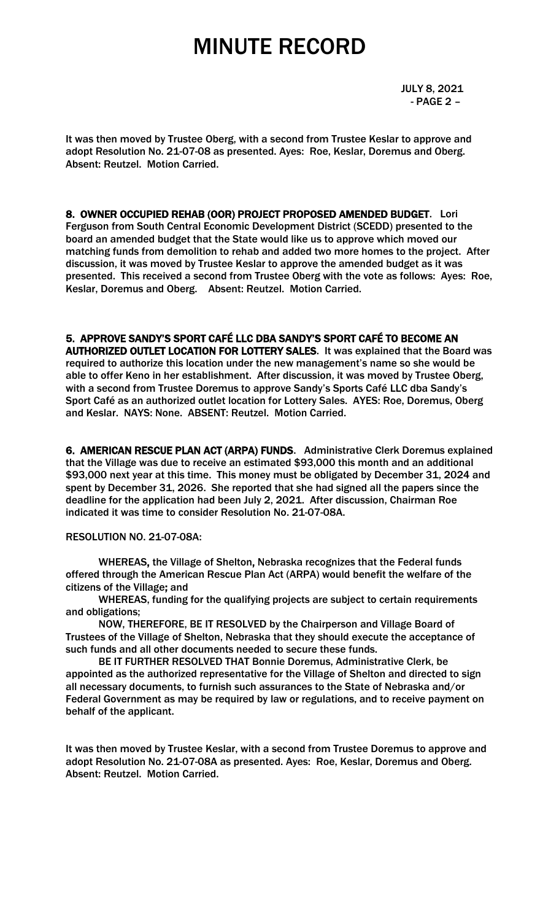It was then moved by Trustee Oberg, with a second from Trustee Keslar to approve and adopt Resolution No. 21-07-08 as presented. Ayes: Roe, Keslar, Doremus and Oberg. Absent: Reutzel. Motion Carried.

**8. OWNER OCCUPIED REHAB (OOR) PROJECT PROPOSED AMENDED BUDGET**. Lori Ferguson from South Central Economic Development District (SCEDD) presented to the board an amended budget that the State would like us to approve which moved our matching funds from demolition to rehab and added two more homes to the project. After discussion, it was moved by Trustee Keslar to approve the amended budget as it was presented. This received a second from Trustee Oberg with the vote as follows: Ayes: Roe, Keslar, Doremus and Oberg. Absent: Reutzel. Motion Carried.

**5. APPROVE SANDY'S SPORT CAFÉ LLC DBA SANDY'S SPORT CAFÉ TO BECOME AN AUTHORIZED OUTLET LOCATION FOR LOTTERY SALES**. It was explained that the Board was required to authorize this location under the new management's name so she would be able to offer Keno in her establishment. After discussion, it was moved by Trustee Oberg, with a second from Trustee Doremus to approve Sandy's Sports Café LLC dba Sandy's Sport Café as an authorized outlet location for Lottery Sales. AYES: Roe, Doremus, Oberg and Keslar. NAYS: None. ABSENT: Reutzel. Motion Carried.

**6. AMERICAN RESCUE PLAN ACT (ARPA) FUNDS**. Administrative Clerk Doremus explained that the Village was due to receive an estimated $93,000 this month and an additional $93,000 next year at this time. This money must be obligated by December 31, 2024 and spent by December 31, 2026. She reported that she had signed all the papers since the deadline for the application had been July 2, 2021. After discussion, Chairman Roe indicated it was time to consider Resolution No. 21-07-08A.

RESOLUTION NO. 21-07-08A:

WHEREAS, the Village of Shelton, Nebraska recognizes that the Federal funds offered through the American Rescue Plan Act (ARPA) would benefit the welfare of the citizens of the Village; and

WHEREAS, funding for the qualifying projects are subject to certain requirements and obligations;

NOW, THEREFORE, BE IT RESOLVED by the Chairperson and Village Board of Trustees of the Village of Shelton, Nebraska that they should execute the acceptance of such funds and all other documents needed to secure these funds.

BE IT FURTHER RESOLVED THAT Bonnie Doremus, Administrative Clerk, be appointed as the authorized representative for the Village of Shelton and directed to sign all necessary documents, to furnish such assurances to the State of Nebraska and/or Federal Government as may be required by law or regulations, and to receive payment on behalf of the applicant.

It was then moved by Trustee Keslar, with a second from Trustee Doremus to approve and adopt Resolution No. 21-07-08A as presented. Ayes: Roe, Keslar, Doremus and Oberg. Absent: Reutzel. Motion Carried.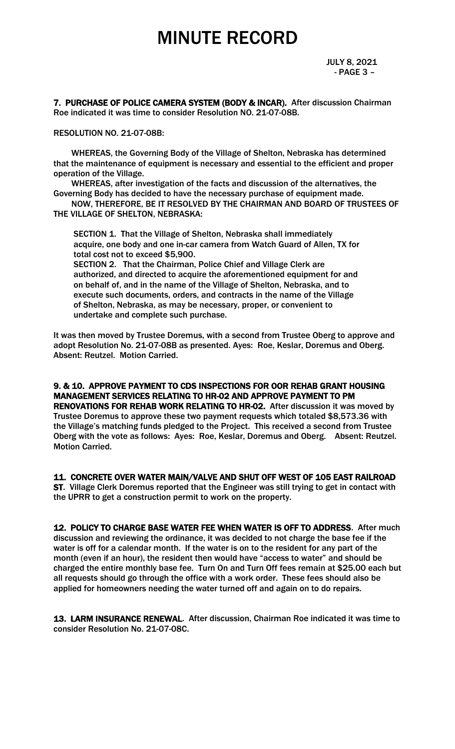**7. PURCHASE OF POLICE CAMERA SYSTEM (BODY & INCAR).** After discussion Chairman Roe indicated it was time to consider Resolution NO. 21-07-08B.

RESOLUTION NO. 21-07-08B:

WHEREAS, the Governing Body of the Village of Shelton, Nebraska has determined that the maintenance of equipment is necessary and essential to the efficient and proper operation of the Village.

WHEREAS, after investigation of the facts and discussion of the alternatives, the Governing Body has decided to have the necessary purchase of equipment made.

NOW, THEREFORE, BE IT RESOLVED BY THE CHAIRMAN AND BOARD OF TRUSTEES OF THE VILLAGE OF SHELTON, NEBRASKA:

SECTION 1. That the Village of Shelton, Nebraska shall immediately acquire, one body and one in-car camera from Watch Guard of Allen, TX for total cost not to exceed $5,900.

SECTION 2. That the Chairman, Police Chief and Village Clerk are authorized, and directed to acquire the aforementioned equipment for and on behalf of, and in the name of the Village of Shelton, Nebraska, and to execute such documents, orders, and contracts in the name of the Village of Shelton, Nebraska, as may be necessary, proper, or convenient to undertake and complete such purchase.

It was then moved by Trustee Doremus, with a second from Trustee Oberg to approve and adopt Resolution No. 21-07-08B as presented. Ayes: Roe, Keslar, Doremus and Oberg. Absent: Reutzel. Motion Carried.

**9. & 10. APPROVE PAYMENT TO CDS INSPECTIONS FOR OOR REHAB GRANT HOUSING MANAGEMENT SERVICES RELATING TO HR-02 AND APPROVE PAYMENT TO PM RENOVATIONS FOR REHAB WORK RELATING TO HR-02.** After discussion it was moved by Trustee Doremus to approve these two payment requests which totaled $8,573.36 with the Village's matching funds pledged to the Project. This received a second from Trustee Oberg with the vote as follows: Ayes: Roe, Keslar, Doremus and Oberg. Absent: Reutzel. Motion Carried.

**11. CONCRETE OVER WATER MAIN/VALVE AND SHUT OFF WEST OF 105 EAST RAILROAD ST**. Village Clerk Doremus reported that the Engineer was still trying to get in contact with the UPRR to get a construction permit to work on the property.

**12. POLICY TO CHARGE BASE WATER FEE WHEN WATER IS OFF TO ADDRESS**. After much discussion and reviewing the ordinance, it was decided to not charge the base fee if the water is off for a calendar month. If the water is on to the resident for any part of the month (even if an hour), the resident then would have "access to water" and should be charged the entire monthly base fee. Turn On and Turn Off fees remain at $25.00 each but all requests should go through the office with a work order. These fees should also be applied for homeowners needing the water turned off and again on to do repairs.

**13. LARM INSURANCE RENEWAL**. After discussion, Chairman Roe indicated it was time to consider Resolution No. 21-07-08C.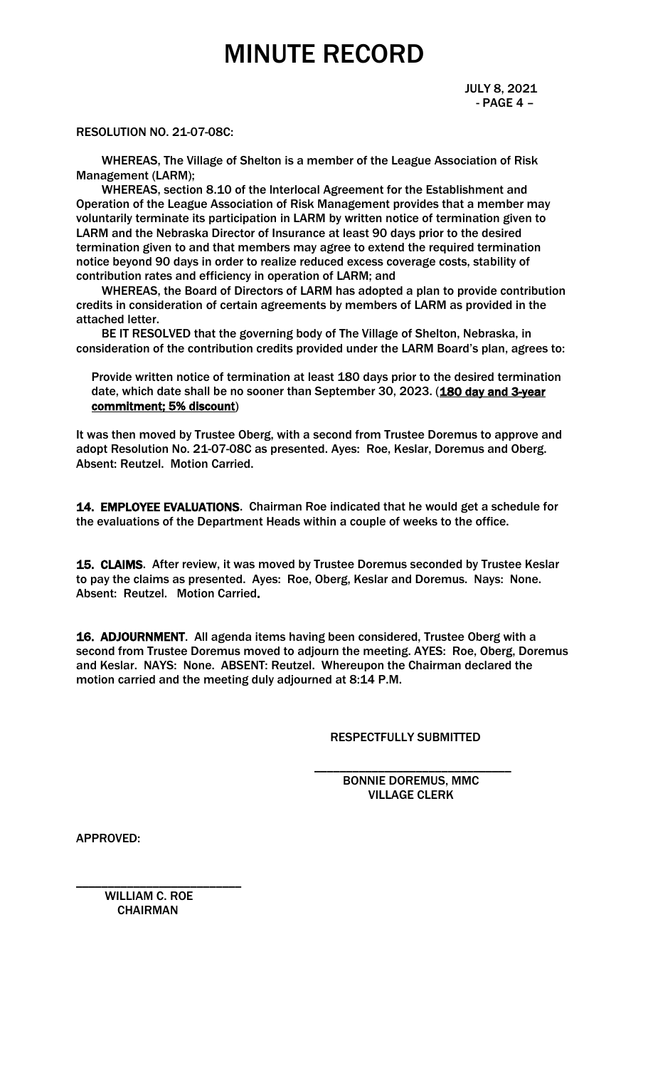RESOLUTION NO. 21-07-08C:

WHEREAS, The Village of Shelton is a member of the League Association of Risk Management (LARM);

WHEREAS, section 8.10 of the Interlocal Agreement for the Establishment and Operation of the League Association of Risk Management provides that a member may voluntarily terminate its participation in LARM by written notice of termination given to LARM and the Nebraska Director of Insurance at least 90 days prior to the desired termination given to and that members may agree to extend the required termination notice beyond 90 days in order to realize reduced excess coverage costs, stability of contribution rates and efficiency in operation of LARM; and

WHEREAS, the Board of Directors of LARM has adopted a plan to provide contribution credits in consideration of certain agreements by members of LARM as provided in the attached letter.

BE IT RESOLVED that the governing body of The Village of Shelton, Nebraska, in consideration of the contribution credits provided under the LARM Board's plan, agrees to:

Provide written notice of termination at least 180 days prior to the desired termination date, which date shall be no sooner than September 30, 2023. (**180 day and 3-year commitment; 5% discount**)

It was then moved by Trustee Oberg, with a second from Trustee Doremus to approve and adopt Resolution No. 21-07-08C as presented. Ayes: Roe, Keslar, Doremus and Oberg. Absent: Reutzel. Motion Carried.

**14. EMPLOYEE EVALUATIONS**. Chairman Roe indicated that he would get a schedule for the evaluations of the Department Heads within a couple of weeks to the office.

**15. CLAIMS**. After review, it was moved by Trustee Doremus seconded by Trustee Keslar to pay the claims as presented. Ayes: Roe, Oberg, Keslar and Doremus. Nays: None. Absent: Reutzel. Motion Carried.

**16. ADJOURNMENT**. All agenda items having been considered, Trustee Oberg with a second from Trustee Doremus moved to adjourn the meeting. AYES: Roe, Oberg, Doremus and Keslar. NAYS: None. ABSENT: Reutzel. Whereupon the Chairman declared the motion carried and the meeting duly adjourned at 8:14 P.M.

RESPECTFULLY SUBMITTED

\_\_\_\_\_\_\_\_\_\_\_\_\_\_\_\_\_\_\_\_\_\_\_\_\_\_\_\_\_\_

BONNIE DOREMUS, MMC
VILLAGE CLERK

APPROVED:

\_\_\_\_\_\_\_\_\_\_\_\_\_\_\_\_\_\_\_\_\_\_\_\_\_\_\_\_\_\_

WILLIAM C. ROE
CHAIRMAN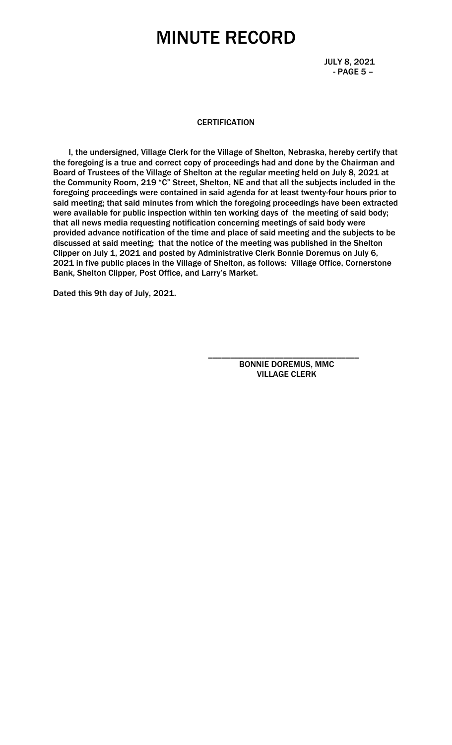# MINUTE RECORD

JULY 8, 2021
- PAGE 5 –

## CERTIFICATION

I, the undersigned, Village Clerk for the Village of Shelton, Nebraska, hereby certify that the foregoing is a true and correct copy of proceedings had and done by the Chairman and Board of Trustees of the Village of Shelton at the regular meeting held on July 8, 2021 at the Community Room, 219 "C" Street, Shelton, NE and that all the subjects included in the foregoing proceedings were contained in said agenda for at least twenty-four hours prior to said meeting; that said minutes from which the foregoing proceedings have been extracted were available for public inspection within ten working days of the meeting of said body; that all news media requesting notification concerning meetings of said body were provided advance notification of the time and place of said meeting and the subjects to be discussed at said meeting; that the notice of the meeting was published in the Shelton Clipper on July 1, 2021 and posted by Administrative Clerk Bonnie Doremus on July 6, 2021 in five public places in the Village of Shelton, as follows: Village Office, Cornerstone Bank, Shelton Clipper, Post Office, and Larry's Market.

Dated this 9th day of July, 2021.

\_\_\_\_\_\_\_\_\_\_\_\_\_\_\_\_\_\_\_\_\_\_\_\_\_\_\_\_\_\_\_\_\_\_

BONNIE DOREMUS, MMC
VILLAGE CLERK